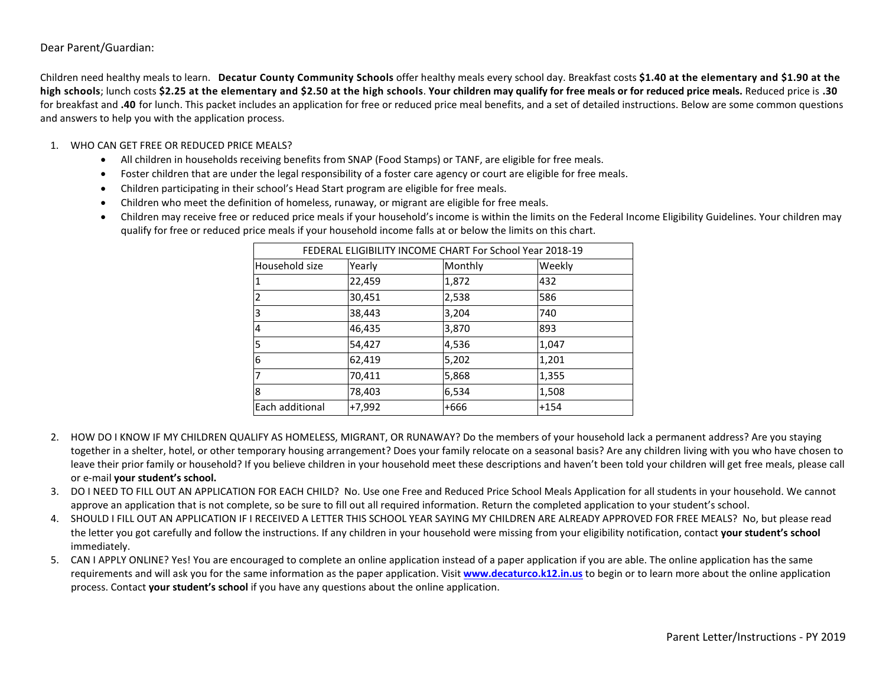Dear Parent/Guardian:

Children need healthy meals to learn. **Decatur County Community Schools** offer healthy meals every school day. Breakfast costs **$1.40 at the elementary and $1.90 at the high schools**; lunch costs **$2.25 at the elementary and $2.50 at the high schools**. **Your children may qualify for free meals or for reduced price meals.** Reduced price is **.30** for breakfast and **.40** for lunch. This packet includes an application for free or reduced price meal benefits, and a set of detailed instructions. Below are some common questions and answers to help you with the application process.

1. WHO CAN GET FREE OR REDUCED PRICE MEALS?
   - All children in households receiving benefits from SNAP (Food Stamps) or TANF, are eligible for free meals.
   - Foster children that are under the legal responsibility of a foster care agency or court are eligible for free meals.
   - Children participating in their school's Head Start program are eligible for free meals.
   - Children who meet the definition of homeless, runaway, or migrant are eligible for free meals.
   - Children may receive free or reduced price meals if your household's income is within the limits on the Federal Income Eligibility Guidelines. Your children may qualify for free or reduced price meals if your household income falls at or below the limits on this chart.

| FEDERAL ELIGIBILITY INCOME CHART For School Year 2018-19 | | | |
|---|---|---|---|
| Household size | Yearly | Monthly | Weekly |
| 1 | 22,459 | 1,872 | 432 |
| 2 | 30,451 | 2,538 | 586 |
| 3 | 38,443 | 3,204 | 740 |
| 4 | 46,435 | 3,870 | 893 |
| 5 | 54,427 | 4,536 | 1,047 |
| 6 | 62,419 | 5,202 | 1,201 |
| 7 | 70,411 | 5,868 | 1,355 |
| 8 | 78,403 | 6,534 | 1,508 |
| Each additional | +7,992 | +666 | +154 |

2. HOW DO I KNOW IF MY CHILDREN QUALIFY AS HOMELESS, MIGRANT, OR RUNAWAY? Do the members of your household lack a permanent address? Are you staying together in a shelter, hotel, or other temporary housing arrangement? Does your family relocate on a seasonal basis? Are any children living with you who have chosen to leave their prior family or household? If you believe children in your household meet these descriptions and haven't been told your children will get free meals, please call or e-mail **your student's school.**
3. DO I NEED TO FILL OUT AN APPLICATION FOR EACH CHILD? No. Use one Free and Reduced Price School Meals Application for all students in your household. We cannot approve an application that is not complete, so be sure to fill out all required information. Return the completed application to your student's school.
4. SHOULD I FILL OUT AN APPLICATION IF I RECEIVED A LETTER THIS SCHOOL YEAR SAYING MY CHILDREN ARE ALREADY APPROVED FOR FREE MEALS? No, but please read the letter you got carefully and follow the instructions. If any children in your household were missing from your eligibility notification, contact **your student's school** immediately.
5. CAN I APPLY ONLINE? Yes! You are encouraged to complete an online application instead of a paper application if you are able. The online application has the same requirements and will ask you for the same information as the paper application. Visit **www.decaturco.k12.in.us** to begin or to learn more about the online application process. Contact **your student's school** if you have any questions about the online application.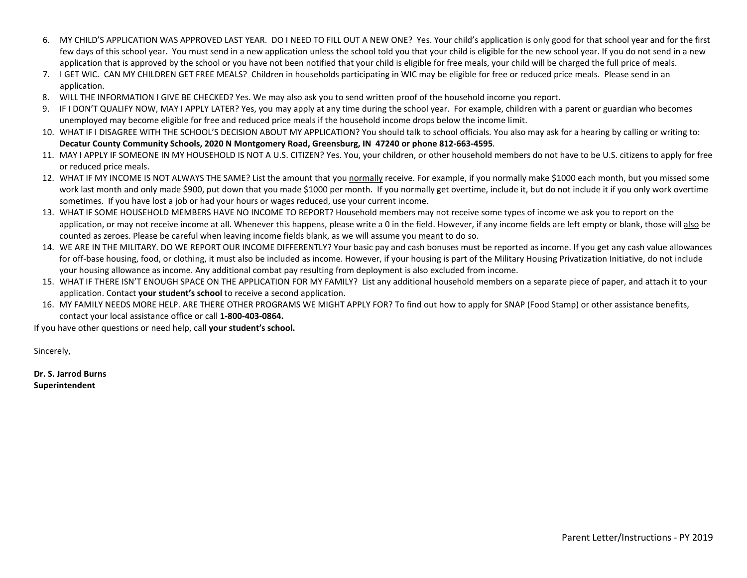6. MY CHILD'S APPLICATION WAS APPROVED LAST YEAR. DO I NEED TO FILL OUT A NEW ONE? Yes. Your child's application is only good for that school year and for the first few days of this school year. You must send in a new application unless the school told you that your child is eligible for the new school year. If you do not send in a new application that is approved by the school or you have not been notified that your child is eligible for free meals, your child will be charged the full price of meals.
7. I GET WIC. CAN MY CHILDREN GET FREE MEALS? Children in households participating in WIC <u>may</u> be eligible for free or reduced price meals. Please send in an application.
8. WILL THE INFORMATION I GIVE BE CHECKED? Yes. We may also ask you to send written proof of the household income you report.
9. IF I DON'T QUALIFY NOW, MAY I APPLY LATER? Yes, you may apply at any time during the school year. For example, children with a parent or guardian who becomes unemployed may become eligible for free and reduced price meals if the household income drops below the income limit.
10. WHAT IF I DISAGREE WITH THE SCHOOL'S DECISION ABOUT MY APPLICATION? You should talk to school officials. You also may ask for a hearing by calling or writing to: **Decatur County Community Schools, 2020 N Montgomery Road, Greensburg, IN 47240 or phone 812-663-4595**.
11. MAY I APPLY IF SOMEONE IN MY HOUSEHOLD IS NOT A U.S. CITIZEN? Yes. You, your children, or other household members do not have to be U.S. citizens to apply for free or reduced price meals.
12. WHAT IF MY INCOME IS NOT ALWAYS THE SAME? List the amount that you <u>normally</u> receive. For example, if you normally make $1000 each month, but you missed some work last month and only made $900, put down that you made $1000 per month. If you normally get overtime, include it, but do not include it if you only work overtime sometimes. If you have lost a job or had your hours or wages reduced, use your current income.
13. WHAT IF SOME HOUSEHOLD MEMBERS HAVE NO INCOME TO REPORT? Household members may not receive some types of income we ask you to report on the application, or may not receive income at all. Whenever this happens, please write a 0 in the field. However, if any income fields are left empty or blank, those will <u>also</u> be counted as zeroes. Please be careful when leaving income fields blank, as we will assume you <u>meant</u> to do so.
14. WE ARE IN THE MILITARY. DO WE REPORT OUR INCOME DIFFERENTLY? Your basic pay and cash bonuses must be reported as income. If you get any cash value allowances for off-base housing, food, or clothing, it must also be included as income. However, if your housing is part of the Military Housing Privatization Initiative, do not include your housing allowance as income. Any additional combat pay resulting from deployment is also excluded from income.
15. WHAT IF THERE ISN'T ENOUGH SPACE ON THE APPLICATION FOR MY FAMILY? List any additional household members on a separate piece of paper, and attach it to your application. Contact **your student's school** to receive a second application.
16. MY FAMILY NEEDS MORE HELP. ARE THERE OTHER PROGRAMS WE MIGHT APPLY FOR? To find out how to apply for SNAP (Food Stamp) or other assistance benefits, contact your local assistance office or call **1-800-403-0864.**

If you have other questions or need help, call **your student's school.**

Sincerely,

**Dr. S. Jarrod Burns**
**Superintendent**

Parent Letter/Instructions - PY 2019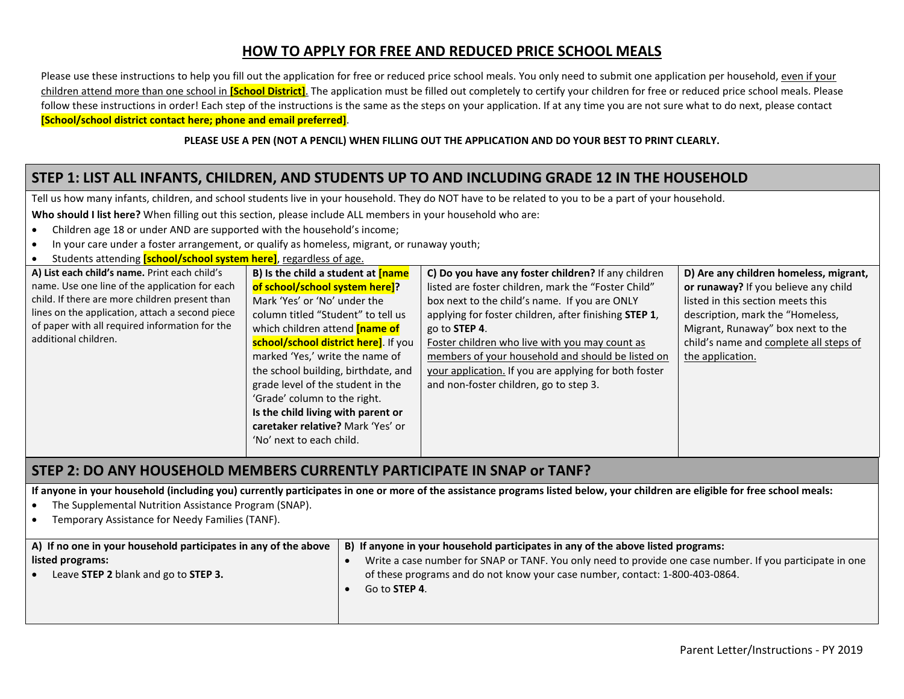# HOW TO APPLY FOR FREE AND REDUCED PRICE SCHOOL MEALS

Please use these instructions to help you fill out the application for free or reduced price school meals. You only need to submit one application per household, even if your children attend more than one school in **[School District]**. The application must be filled out completely to certify your children for free or reduced price school meals. Please follow these instructions in order! Each step of the instructions is the same as the steps on your application. If at any time you are not sure what to do next, please contact **[School/school district contact here; phone and email preferred]**.

**PLEASE USE A PEN (NOT A PENCIL) WHEN FILLING OUT THE APPLICATION AND DO YOUR BEST TO PRINT CLEARLY.**

## STEP 1: LIST ALL INFANTS, CHILDREN, AND STUDENTS UP TO AND INCLUDING GRADE 12 IN THE HOUSEHOLD

Tell us how many infants, children, and school students live in your household. They do NOT have to be related to you to be a part of your household.

**Who should I list here?** When filling out this section, please include ALL members in your household who are:

- Children age 18 or under AND are supported with the household's income;
- In your care under a foster arrangement, or qualify as homeless, migrant, or runaway youth;
- Students attending **[school/school system here]**, regardless of age.

| A) List each child's name. | B) Is the child a student at [name of school/school system here]? | C) Do you have any foster children? | D) Are any children homeless, migrant, or runaway? |
|---|---|---|---|
| Print each child's name. Use one line of the application for each child. If there are more children present than lines on the application, attach a second piece of paper with all required information for the additional children. | Mark 'Yes' or 'No' under the column titled "Student" to tell us which children attend **[name of school/school district here]**. If you marked 'Yes,' write the name of the school building, birthdate, and grade level of the student in the 'Grade' column to the right. **Is the child living with parent or caretaker relative?** Mark 'Yes' or 'No' next to each child. | If any children listed are foster children, mark the "Foster Child" box next to the child's name. If you are ONLY applying for foster children, after finishing **STEP 1**, go to **STEP 4**. Foster children who live with you may count as members of your household and should be listed on your application. If you are applying for both foster and non-foster children, go to step 3. | If you believe any child listed in this section meets this description, mark the "Homeless, Migrant, Runaway" box next to the child's name and complete all steps of the application. |

## STEP 2: DO ANY HOUSEHOLD MEMBERS CURRENTLY PARTICIPATE IN SNAP or TANF?

**If anyone in your household (including you) currently participates in one or more of the assistance programs listed below, your children are eligible for free school meals:**

- The Supplemental Nutrition Assistance Program (SNAP).
- Temporary Assistance for Needy Families (TANF).

| A) If no one in your household participates in any of the above listed programs: | B) If anyone in your household participates in any of the above listed programs: |
|---|---|
| • Leave **STEP 2** blank and go to **STEP 3.** | • Write a case number for SNAP or TANF. You only need to provide one case number. If you participate in one of these programs and do not know your case number, contact: 1-800-403-0864.<br>• Go to **STEP 4**. |

Parent Letter/Instructions - PY 2019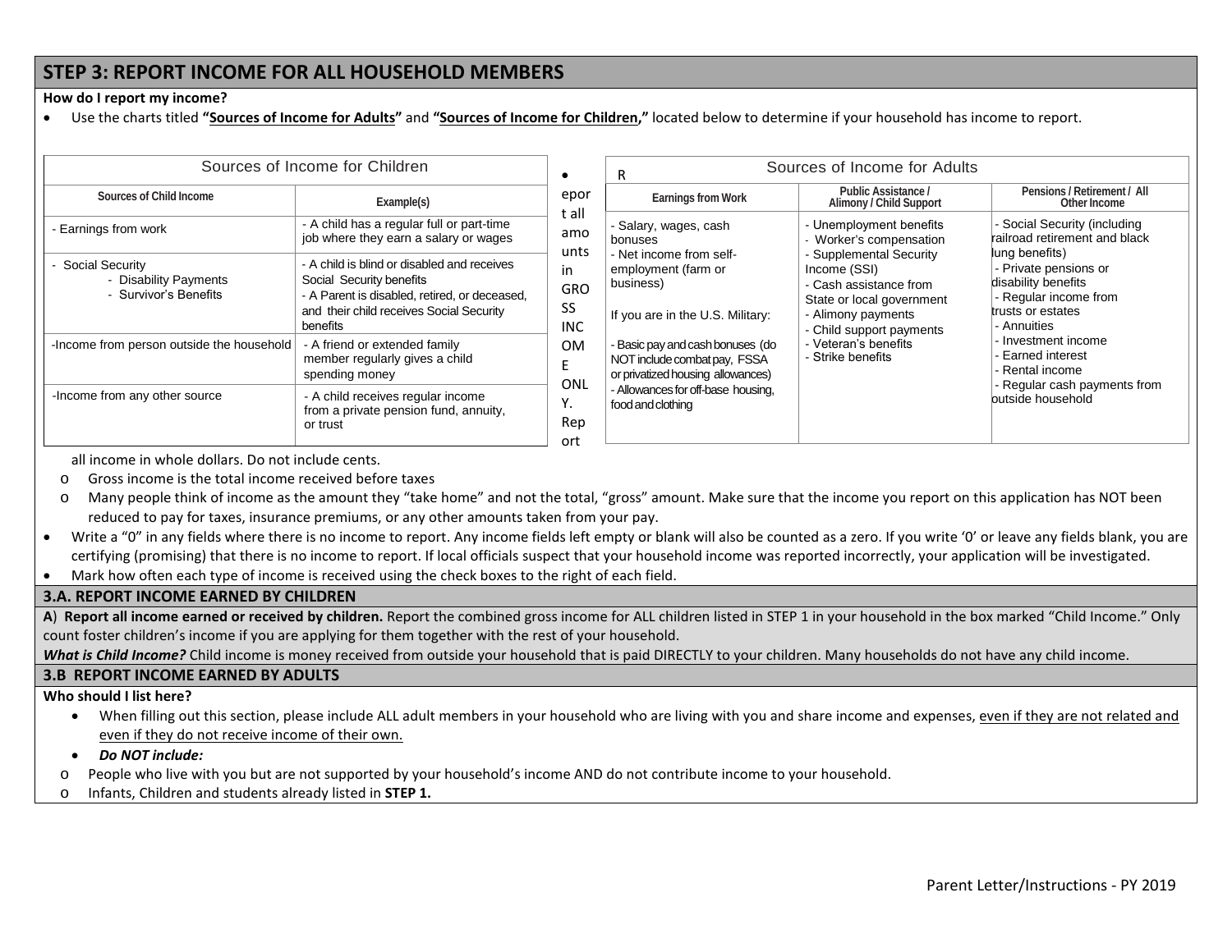## STEP 3: REPORT INCOME FOR ALL HOUSEHOLD MEMBERS

**How do I report my income?**

- Use the charts titled **"Sources of Income for Adults"** and **"Sources of Income for Children,"** located below to determine if your household has income to report.

| Sources of Income for Children | |
|---|---|
| **Sources of Child Income** | **Example(s)** |
| - Earnings from work | - A child has a regular full or part-time job where they earn a salary or wages |
| - Social Security<br>- Disability Payments<br>- Survivor's Benefits | - A child is blind or disabled and receives Social Security benefits<br>- A Parent is disabled, retired, or deceased, and their child receives Social Security benefits |
| -Income from person outside the household | - A friend or extended family member regularly gives a child spending money |
| -Income from any other source | - A child receives regular income from a private pension fund, annuity, or trust |

| Sources of Income for Adults | | |
|---|---|---|
| **Earnings from Work** | **Public Assistance / Alimony / Child Support** | **Pensions / Retirement / All Other Income** |
| - Salary, wages, cash bonuses<br>- Net income from self-employment (farm or business)<br><br>If you are in the U.S. Military:<br><br>- Basic pay and cash bonuses (do NOT include combat pay, FSSA or privatized housing allowances)<br>- Allowances for off-base housing, food and clothing | - Unemployment benefits<br>- Worker's compensation<br>- Supplemental Security Income (SSI)<br>- Cash assistance from State or local government<br>- Alimony payments<br>- Child support payments<br>- Veteran's benefits<br>- Strike benefits | - Social Security (including railroad retirement and black lung benefits)<br>- Private pensions or disability benefits<br>- Regular income from trusts or estates<br>- Annuities<br>- Investment income<br>- Earned interest<br>- Rental income<br>- Regular cash payments from outside household |

- Report all amounts in GROSS INCOME ONLY. Report all income in whole dollars. Do not include cents.
  - Gross income is the total income received before taxes
  - Many people think of income as the amount they "take home" and not the total, "gross" amount. Make sure that the income you report on this application has NOT been reduced to pay for taxes, insurance premiums, or any other amounts taken from your pay.
- Write a "0" in any fields where there is no income to report. Any income fields left empty or blank will also be counted as a zero. If you write '0' or leave any fields blank, you are certifying (promising) that there is no income to report. If local officials suspect that your household income was reported incorrectly, your application will be investigated.
- Mark how often each type of income is received using the check boxes to the right of each field.

### 3.A. REPORT INCOME EARNED BY CHILDREN

**A**) **Report all income earned or received by children.** Report the combined gross income for ALL children listed in STEP 1 in your household in the box marked "Child Income." Only count foster children's income if you are applying for them together with the rest of your household.

***What is Child Income?*** Child income is money received from outside your household that is paid DIRECTLY to your children. Many households do not have any child income.

### 3.B REPORT INCOME EARNED BY ADULTS

**Who should I list here?**

- When filling out this section, please include ALL adult members in your household who are living with you and share income and expenses, even if they are not related and even if they do not receive income of their own.
- ***Do NOT include:***
  - People who live with you but are not supported by your household's income AND do not contribute income to your household.
  - Infants, Children and students already listed in **STEP 1.**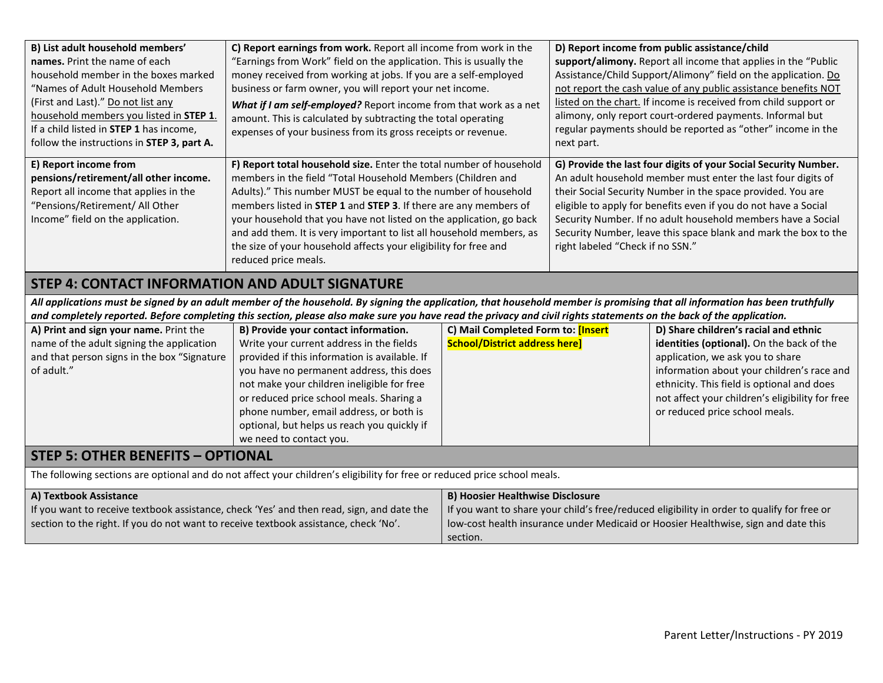| | | |
|---|---|---|
| **B) List adult household members' names.** Print the name of each household member in the boxes marked "Names of Adult Household Members (First and Last)." <u>Do not list any household members you listed in **STEP 1**</u>. If a child listed in **STEP 1** has income, follow the instructions in **STEP 3, part A.** | **C) Report earnings from work.** Report all income from work in the "Earnings from Work" field on the application. This is usually the money received from working at jobs. If you are a self-employed business or farm owner, you will report your net income. ***What if I am self-employed?*** Report income from that work as a net amount. This is calculated by subtracting the total operating expenses of your business from its gross receipts or revenue. | **D) Report income from public assistance/child support/alimony.** Report all income that applies in the "Public Assistance/Child Support/Alimony" field on the application. <u>Do not report the cash value of any public assistance benefits NOT listed on the chart.</u> If income is received from child support or alimony, only report court-ordered payments. Informal but regular payments should be reported as "other" income in the next part. |
| **E) Report income from pensions/retirement/all other income.** Report all income that applies in the "Pensions/Retirement/ All Other Income" field on the application. | **F) Report total household size.** Enter the total number of household members in the field "Total Household Members (Children and Adults)." This number MUST be equal to the number of household members listed in **STEP 1** and **STEP 3**. If there are any members of your household that you have not listed on the application, go back and add them. It is very important to list all household members, as the size of your household affects your eligibility for free and reduced price meals. | **G) Provide the last four digits of your Social Security Number.** An adult household member must enter the last four digits of their Social Security Number in the space provided. You are eligible to apply for benefits even if you do not have a Social Security Number. If no adult household members have a Social Security Number, leave this space blank and mark the box to the right labeled "Check if no SSN." |

## STEP 4: CONTACT INFORMATION AND ADULT SIGNATURE

***All applications must be signed by an adult member of the household. By signing the application, that household member is promising that all information has been truthfully and completely reported. Before completing this section, please also make sure you have read the privacy and civil rights statements on the back of the application.***

| | | | |
|---|---|---|---|
| **A) Print and sign your name.** Print the name of the adult signing the application and that person signs in the box "Signature of adult." | **B) Provide your contact information.** Write your current address in the fields provided if this information is available. If you have no permanent address, this does not make your children ineligible for free or reduced price school meals. Sharing a phone number, email address, or both is optional, but helps us reach you quickly if we need to contact you. | **C) Mail Completed Form to: [Insert School/District address here]** | **D) Share children's racial and ethnic identities (optional).** On the back of the application, we ask you to share information about your children's race and ethnicity. This field is optional and does not affect your children's eligibility for free or reduced price school meals. |

## STEP 5: OTHER BENEFITS – OPTIONAL

The following sections are optional and do not affect your children's eligibility for free or reduced price school meals.

| | |
|---|---|
| **A) Textbook Assistance** If you want to receive textbook assistance, check 'Yes' and then read, sign, and date the section to the right. If you do not want to receive textbook assistance, check 'No'. | **B) Hoosier Healthwise Disclosure** If you want to share your child's free/reduced eligibility in order to qualify for free or low-cost health insurance under Medicaid or Hoosier Healthwise, sign and date this section. |

Parent Letter/Instructions - PY 2019